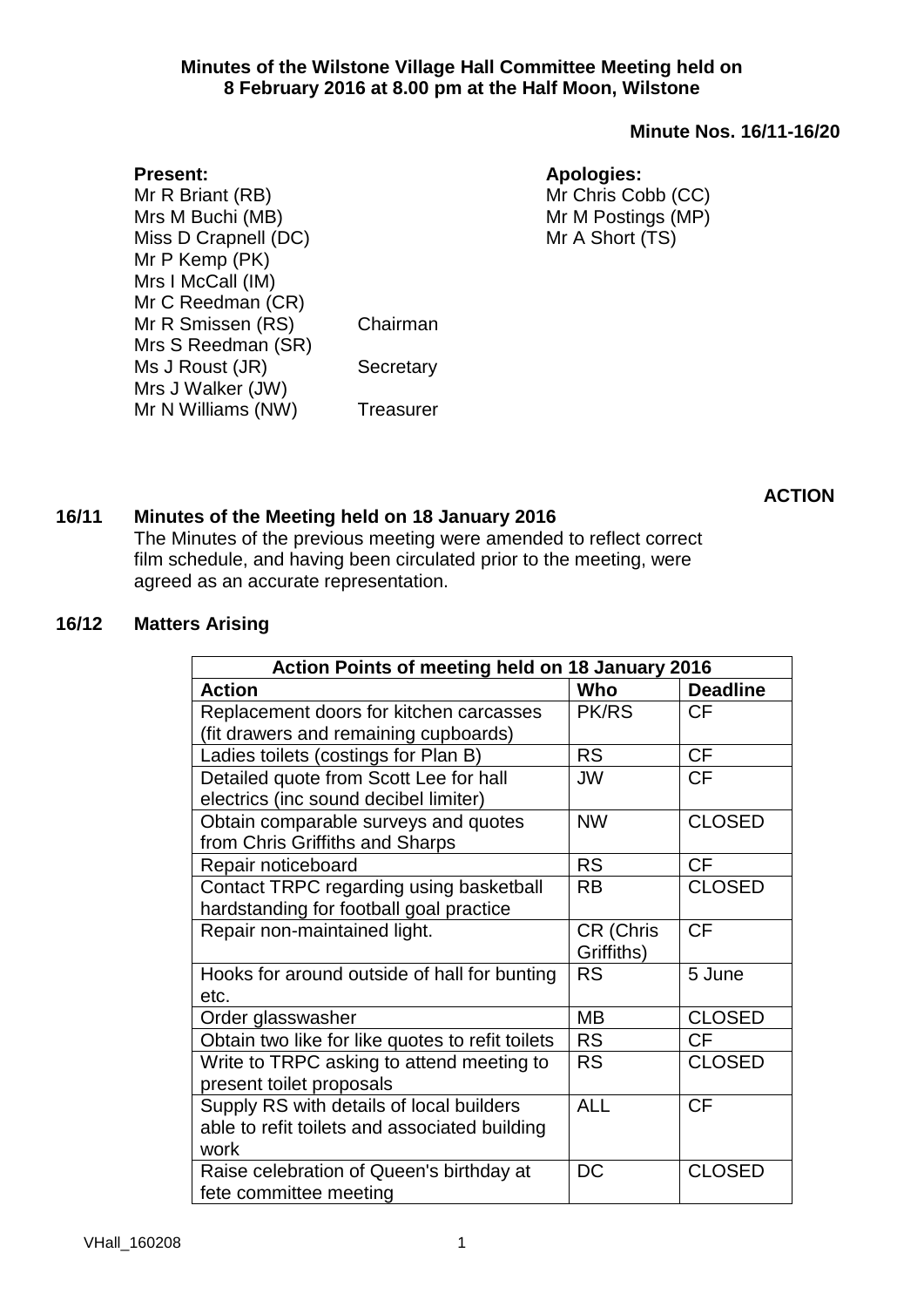**Minutes of the Wilstone Village Hall Committee Meeting held on 8 February 2016 at 8.00 pm at the Half Moon, Wilstone**

**Minute Nos. 16/11-16/20**

**Present:**
Mr R Briant (RB)
Mrs M Buchi (MB)
Miss D Crapnell (DC)
Mr P Kemp (PK)
Mrs I McCall (IM)
Mr C Reedman (CR)
Mr R Smissen (RS) Chairman
Mrs S Reedman (SR)
Ms J Roust (JR) Secretary
Mrs J Walker (JW)
Mr N Williams (NW) Treasurer

**Apologies:**
Mr Chris Cobb (CC)
Mr M Postings (MP)
Mr A Short (TS)

**ACTION**

**16/11 Minutes of the Meeting held on 18 January 2016**

The Minutes of the previous meeting were amended to reflect correct film schedule, and having been circulated prior to the meeting, were agreed as an accurate representation.

**16/12 Matters Arising**

| **Action Points of meeting held on 18 January 2016** | | |
|---|---|---|
| **Action** | **Who** | **Deadline** |
| Replacement doors for kitchen carcasses (fit drawers and remaining cupboards) | PK/RS | CF |
| Ladies toilets (costings for Plan B) | RS | CF |
| Detailed quote from Scott Lee for hall electrics (inc sound decibel limiter) | JW | CF |
| Obtain comparable surveys and quotes from Chris Griffiths and Sharps | NW | CLOSED |
| Repair noticeboard | RS | CF |
| Contact TRPC regarding using basketball hardstanding for football goal practice | RB | CLOSED |
| Repair non-maintained light. | CR (Chris Griffiths) | CF |
| Hooks for around outside of hall for bunting etc. | RS | 5 June |
| Order glasswasher | MB | CLOSED |
| Obtain two like for like quotes to refit toilets | RS | CF |
| Write to TRPC asking to attend meeting to present toilet proposals | RS | CLOSED |
| Supply RS with details of local builders able to refit toilets and associated building work | ALL | CF |
| Raise celebration of Queen's birthday at fete committee meeting | DC | CLOSED |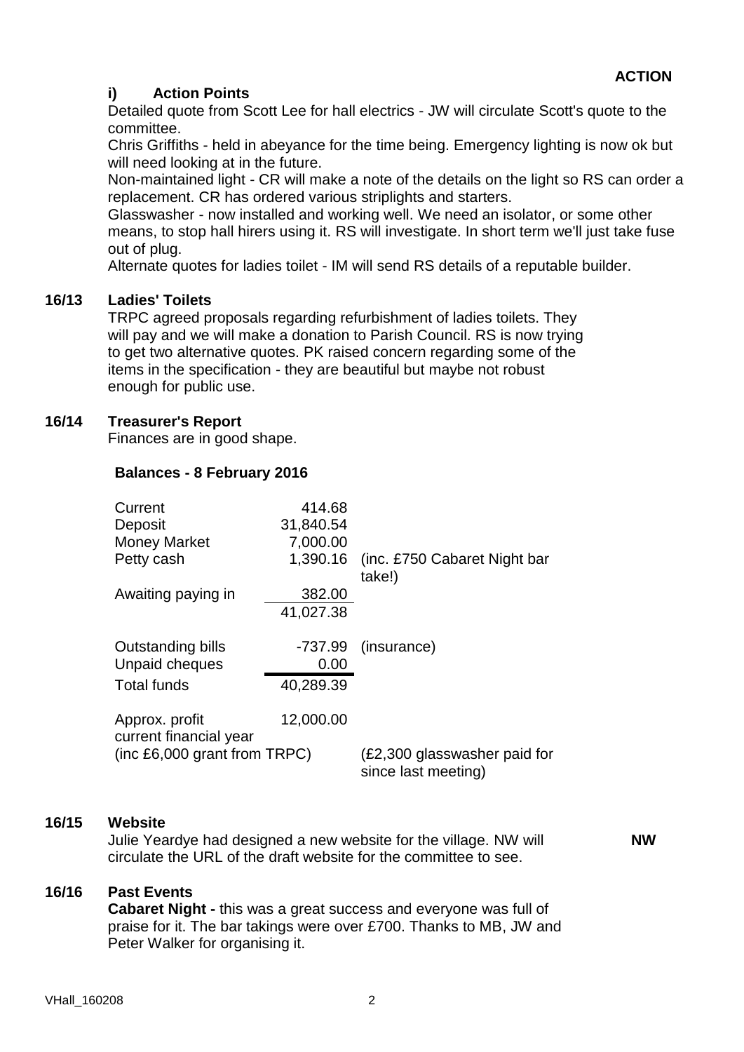**ACTION**

**i) Action Points**

Detailed quote from Scott Lee for hall electrics - JW will circulate Scott's quote to the committee.

Chris Griffiths - held in abeyance for the time being. Emergency lighting is now ok but will need looking at in the future.

Non-maintained light - CR will make a note of the details on the light so RS can order a replacement. CR has ordered various striplights and starters.

Glasswasher - now installed and working well. We need an isolator, or some other means, to stop hall hirers using it. RS will investigate. In short term we'll just take fuse out of plug.

Alternate quotes for ladies toilet - IM will send RS details of a reputable builder.

**16/13 Ladies' Toilets**

TRPC agreed proposals regarding refurbishment of ladies toilets. They will pay and we will make a donation to Parish Council. RS is now trying to get two alternative quotes. PK raised concern regarding some of the items in the specification - they are beautiful but maybe not robust enough for public use.

**16/14 Treasurer's Report**

Finances are in good shape.

**Balances - 8 February 2016**

| | | |
|---|---:|---|
| Current | 414.68 | |
| Deposit | 31,840.54 | |
| Money Market | 7,000.00 | |
| Petty cash | 1,390.16 | (inc. £750 Cabaret Night bar take!) |
| Awaiting paying in | 382.00 | |
| | 41,027.38 | |
| Outstanding bills | -737.99 | (insurance) |
| Unpaid cheques | 0.00 | |
| Total funds | 40,289.39 | |
| Approx. profit current financial year (inc £6,000 grant from TRPC) | 12,000.00 | (£2,300 glasswasher paid for since last meeting) |

**16/15 Website**

Julie Yeardye had designed a new website for the village. NW will circulate the URL of the draft website for the committee to see. **NW**

**16/16 Past Events**

**Cabaret Night -** this was a great success and everyone was full of praise for it. The bar takings were over £700. Thanks to MB, JW and Peter Walker for organising it.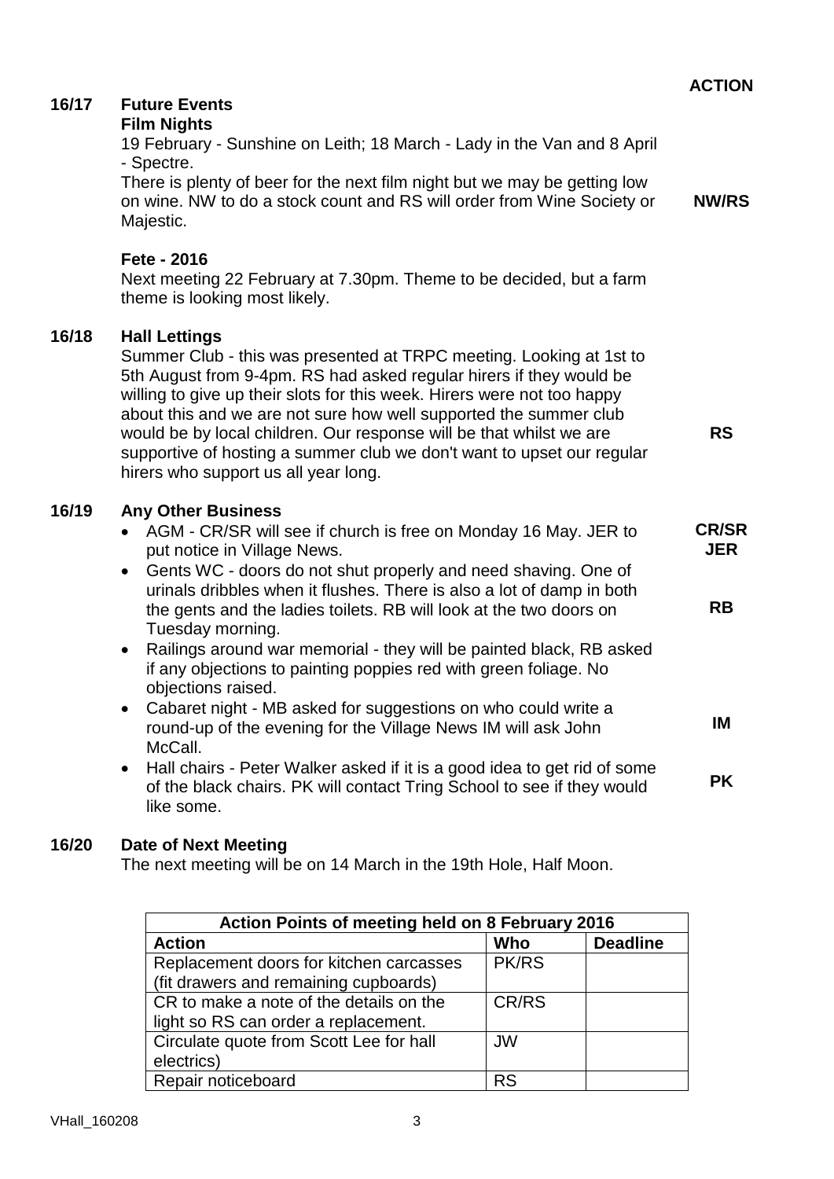**ACTION**

## 16/17 Future Events

### Film Nights

19 February - Sunshine on Leith; 18 March - Lady in the Van and 8 April - Spectre.

There is plenty of beer for the next film night but we may be getting low on wine. NW to do a stock count and RS will order from Wine Society or Majestic. **NW/RS**

### Fete - 2016

Next meeting 22 February at 7.30pm. Theme to be decided, but a farm theme is looking most likely.

## 16/18 Hall Lettings

Summer Club - this was presented at TRPC meeting. Looking at 1st to 5th August from 9-4pm. RS had asked regular hirers if they would be willing to give up their slots for this week. Hirers were not too happy about this and we are not sure how well supported the summer club would be by local children. Our response will be that whilst we are supportive of hosting a summer club we don't want to upset our regular hirers who support us all year long. **RS**

## 16/19 Any Other Business

- AGM - CR/SR will see if church is free on Monday 16 May. JER to put notice in Village News. **CR/SR JER**
- Gents WC - doors do not shut properly and need shaving. One of urinals dribbles when it flushes. There is also a lot of damp in both the gents and the ladies toilets. RB will look at the two doors on Tuesday morning. **RB**
- Railings around war memorial - they will be painted black, RB asked if any objections to painting poppies red with green foliage. No objections raised.
- Cabaret night - MB asked for suggestions on who could write a round-up of the evening for the Village News IM will ask John McCall. **IM**
- Hall chairs - Peter Walker asked if it is a good idea to get rid of some of the black chairs. PK will contact Tring School to see if they would like some. **PK**

## 16/20 Date of Next Meeting

The next meeting will be on 14 March in the 19th Hole, Half Moon.

| Action Points of meeting held on 8 February 2016 | | |
|---|---|---|
| **Action** | **Who** | **Deadline** |
| Replacement doors for kitchen carcasses (fit drawers and remaining cupboards) | PK/RS | |
| CR to make a note of the details on the light so RS can order a replacement. | CR/RS | |
| Circulate quote from Scott Lee for hall electrics) | JW | |
| Repair noticeboard | RS | |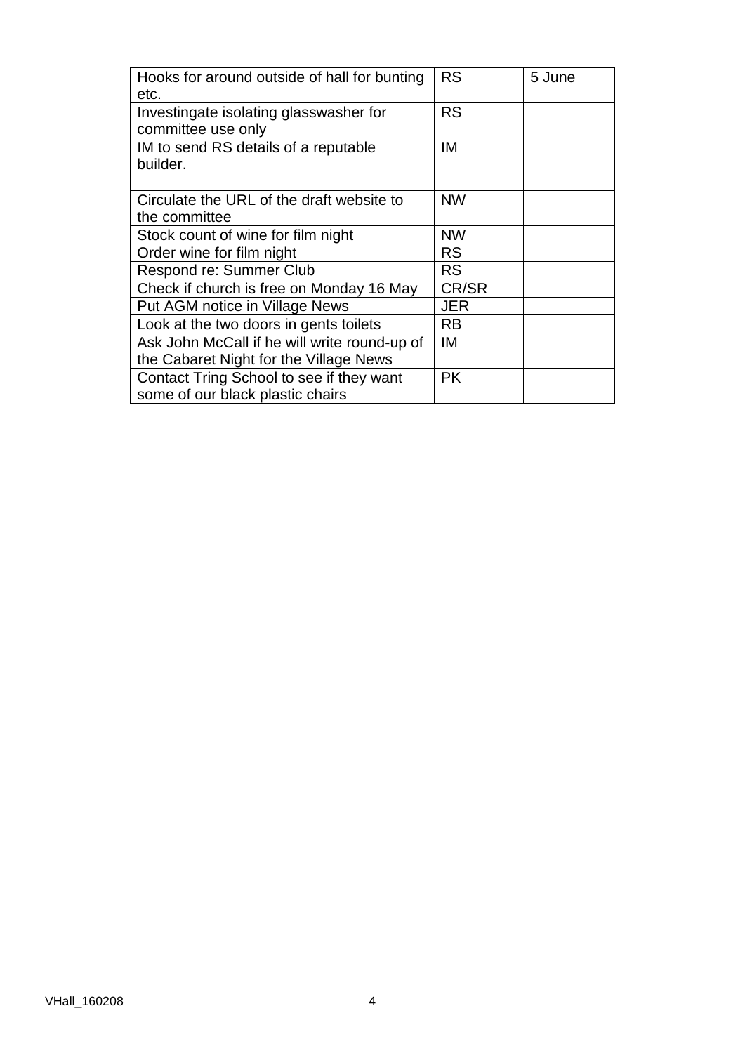| | | |
|---|---|---|
| Hooks for around outside of hall for bunting etc. | RS | 5 June |
| Investingate isolating glasswasher for committee use only | RS | |
| IM to send RS details of a reputable builder. | IM | |
| Circulate the URL of the draft website to the committee | NW | |
| Stock count of wine for film night | NW | |
| Order wine for film night | RS | |
| Respond re: Summer Club | RS | |
| Check if church is free on Monday 16 May | CR/SR | |
| Put AGM notice in Village News | JER | |
| Look at the two doors in gents toilets | RB | |
| Ask John McCall if he will write round-up of the Cabaret Night for the Village News | IM | |
| Contact Tring School to see if they want some of our black plastic chairs | PK | |